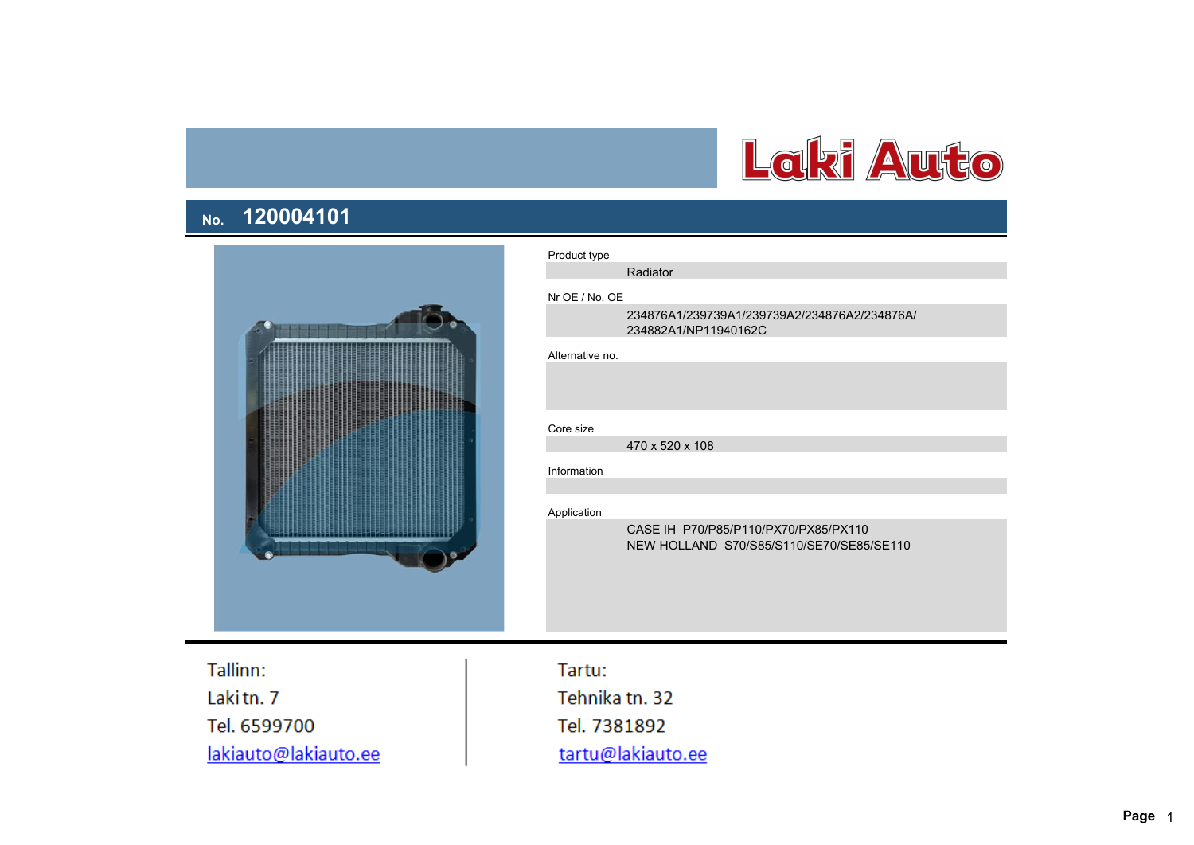# Laki Auto

## No. 120004101

**Product type**

Radiator

**Nr OE / No. OE**

234876A1/239739A1/239739A2/234876A2/234876A/
234882A1/NP11940162C

**Alternative no.**

**Core size**

470 x 520 x 108

**Information**

**Application**

CASE IH P70/P85/P110/PX70/PX85/PX110
NEW HOLLAND S70/S85/S110/SE70/SE85/SE110

Tallinn:
Laki tn. 7
Tel. 6599700
lakiauto@lakiauto.ee

Tartu:
Tehnika tn. 32
Tel. 7381892
tartu@lakiauto.ee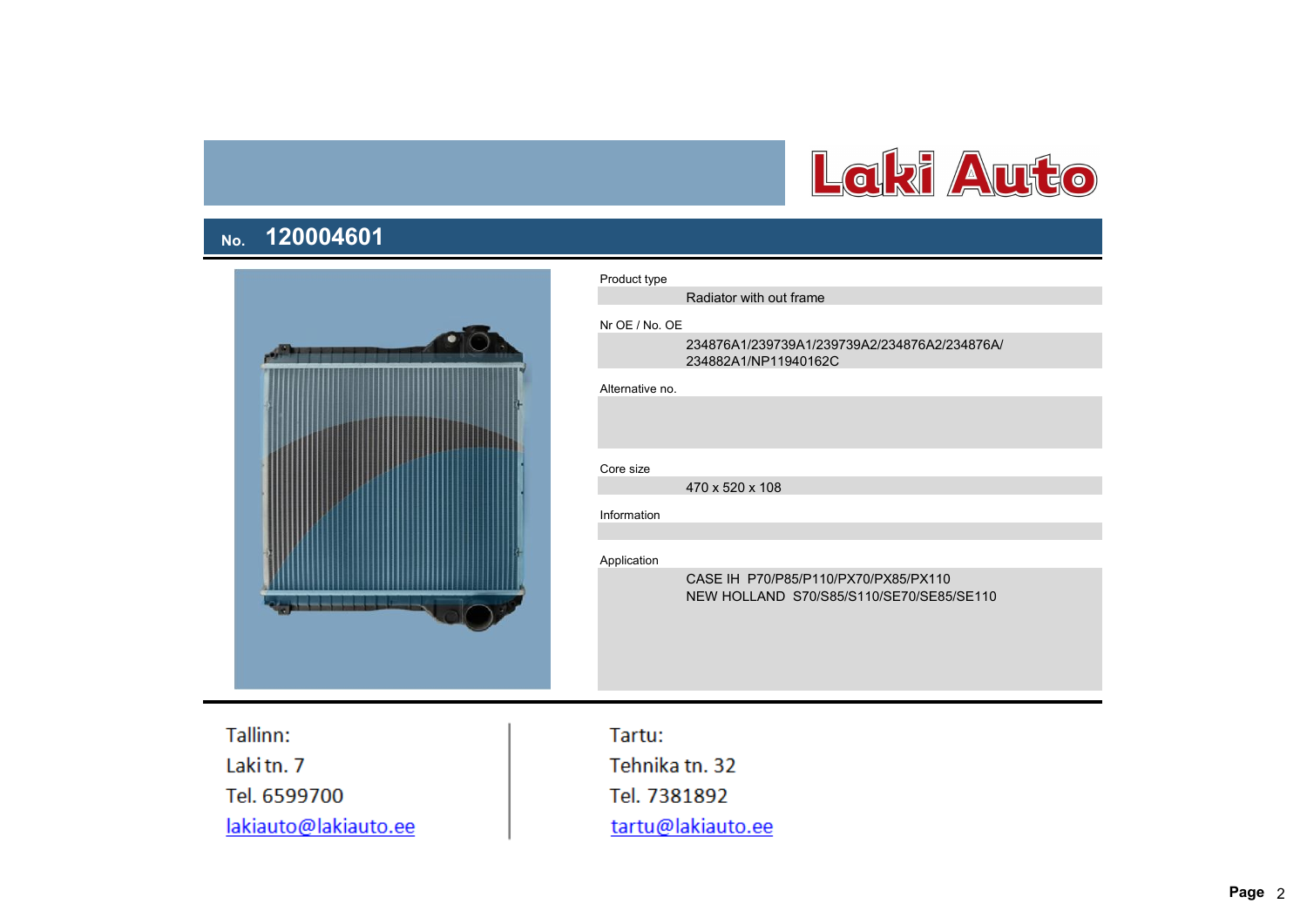## No. 120004601

**Product type**

Radiator with out frame

**Nr OE / No. OE**

234876A1/239739A1/239739A2/234876A2/234876A/
234882A1/NP11940162C

**Alternative no.**

**Core size**

470 x 520 x 108

**Information**

**Application**

CASE IH P70/P85/P110/PX70/PX85/PX110
NEW HOLLAND S70/S85/S110/SE70/SE85/SE110

Tallinn:
Laki tn. 7
Tel. 6599700
lakiauto@lakiauto.ee

Tartu:
Tehnika tn. 32
Tel. 7381892
tartu@lakiauto.ee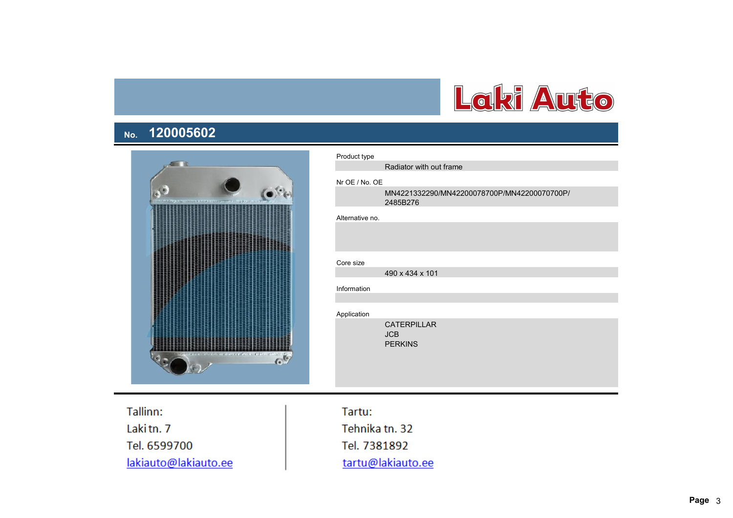Laki Auto

## No. 120005602

Product type

Radiator with out frame

Nr OE / No. OE

MN4221332290/MN42200078700P/MN42200070700P/
2485B276

Alternative no.

Core size

490 x 434 x 101

Information

Application

CATERPILLAR
JCB
PERKINS

Tallinn:
Laki tn. 7
Tel. 6599700
lakiauto@lakiauto.ee

Tartu:
Tehnika tn. 32
Tel. 7381892
tartu@lakiauto.ee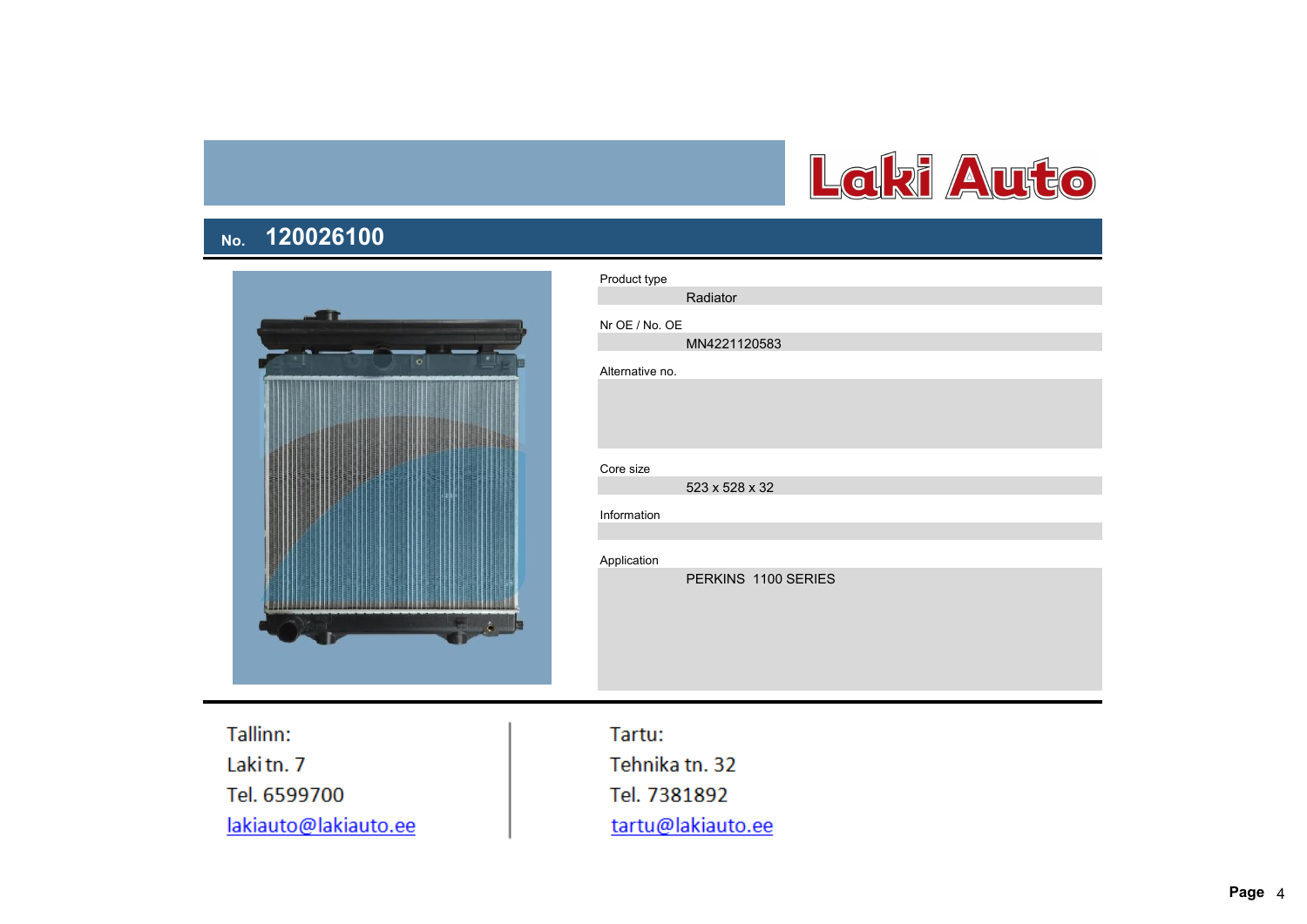Laki Auto

**No. 120026100**

Product type

Radiator

Nr OE / No. OE

MN4221120583

Alternative no.

Core size

523 x 528 x 32

Information

Application

PERKINS 1100 SERIES

Tallinn:
Laki tn. 7
Tel. 6599700
lakiauto@lakiauto.ee

Tartu:
Tehnika tn. 32
Tel. 7381892
tartu@lakiauto.ee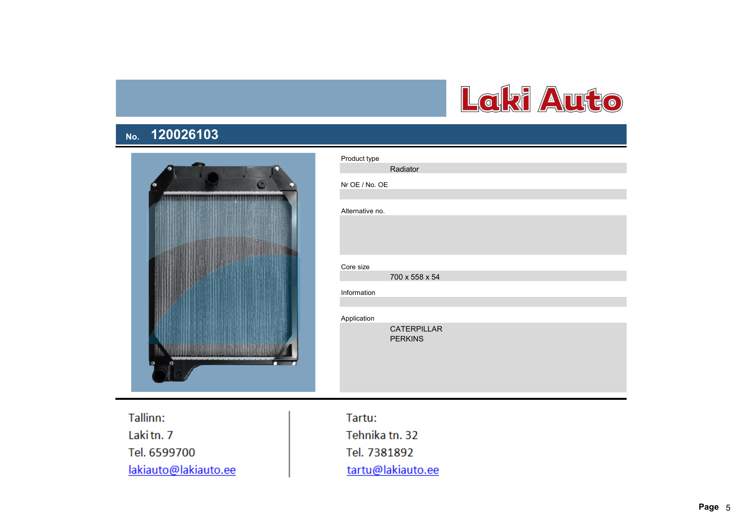Laki Auto

## No. 120026103

Product type

Radiator

Nr OE / No. OE

Alternative no.

Core size

700 x 558 x 54

Information

Application

CATERPILLAR
PERKINS

Tallinn:
Laki tn. 7
Tel. 6599700
lakiauto@lakiauto.ee

Tartu:
Tehnika tn. 32
Tel. 7381892
tartu@lakiauto.ee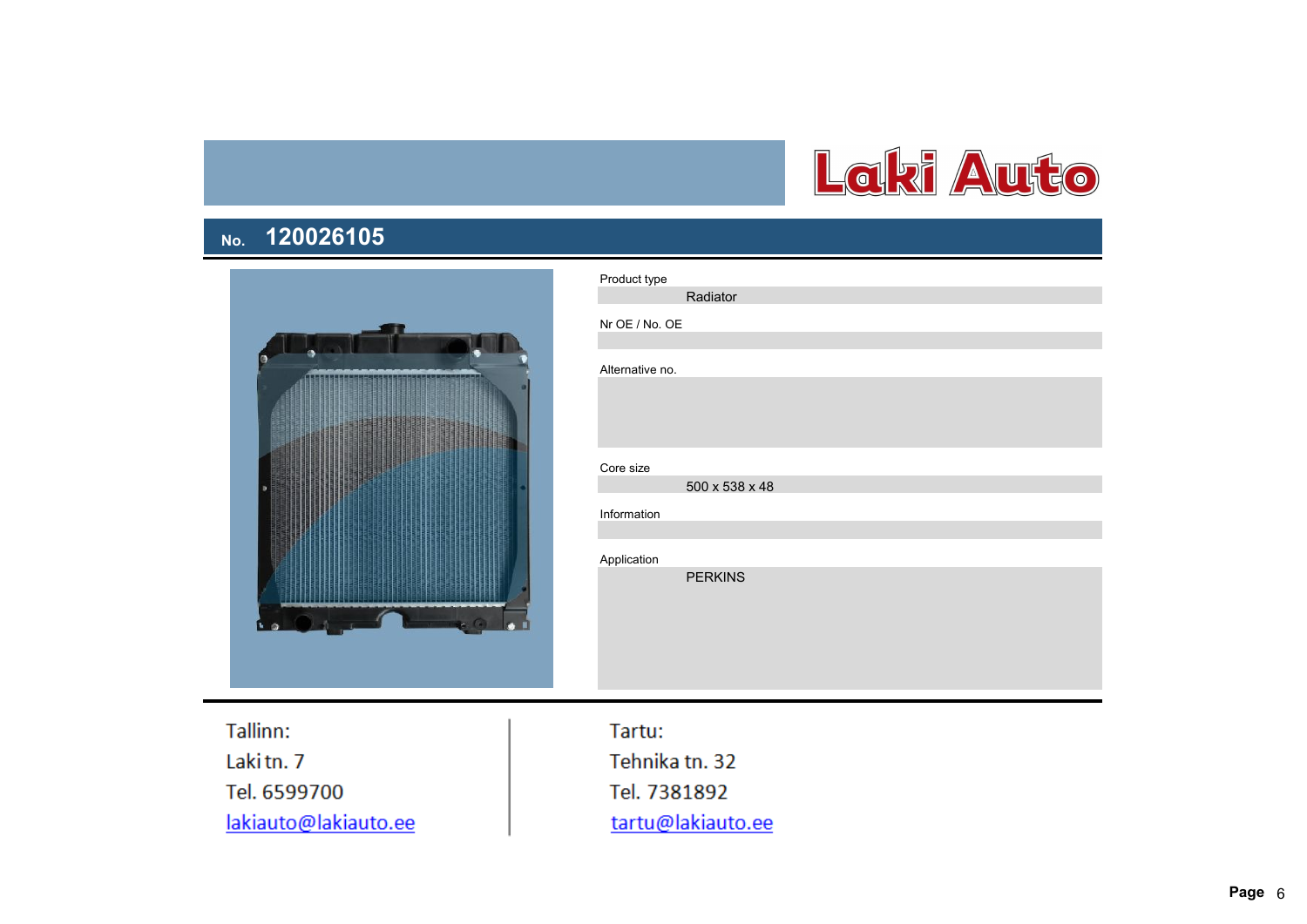Laki Auto

## No. 120026105

Product type

Radiator

Nr OE / No. OE

Alternative no.

Core size

500 x 538 x 48

Information

Application

PERKINS

Tallinn:
Laki tn. 7
Tel. 6599700
lakiauto@lakiauto.ee

Tartu:
Tehnika tn. 32
Tel. 7381892
tartu@lakiauto.ee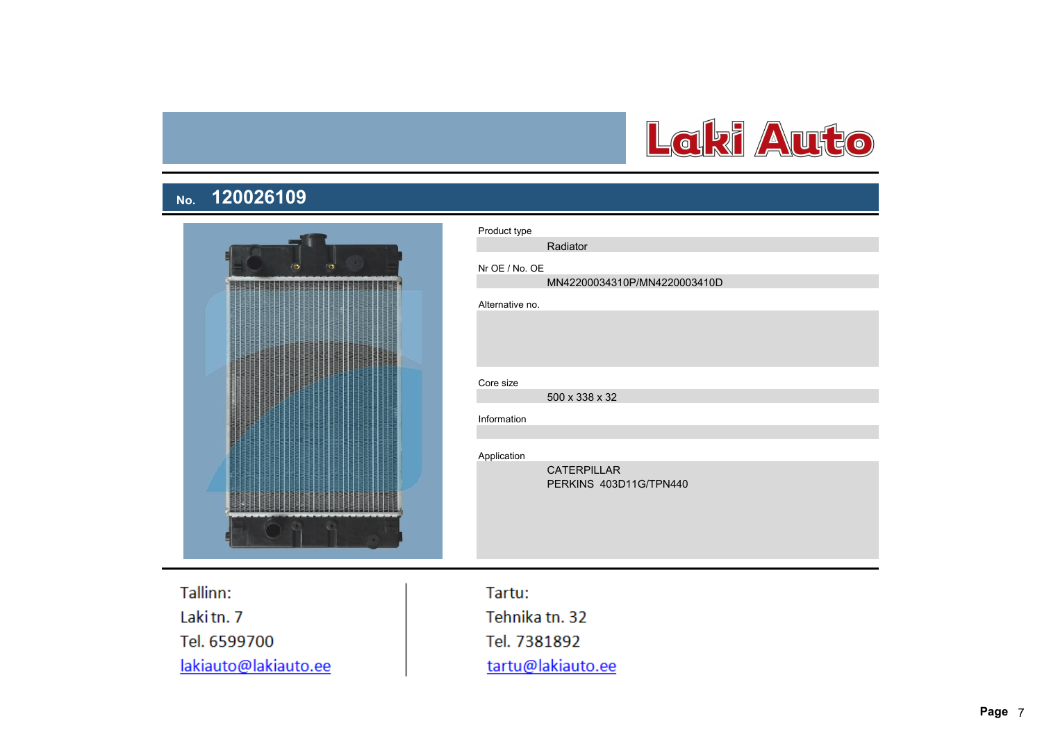Laki Auto

## No. 120026109

Product type

Radiator

Nr OE / No. OE

MN42200034310P/MN4220003410D

Alternative no.

Core size

500 x 338 x 32

Information

Application

CATERPILLAR
PERKINS 403D11G/TPN440

Tallinn:
Laki tn. 7
Tel. 6599700
lakiauto@lakiauto.ee

Tartu:
Tehnika tn. 32
Tel. 7381892
tartu@lakiauto.ee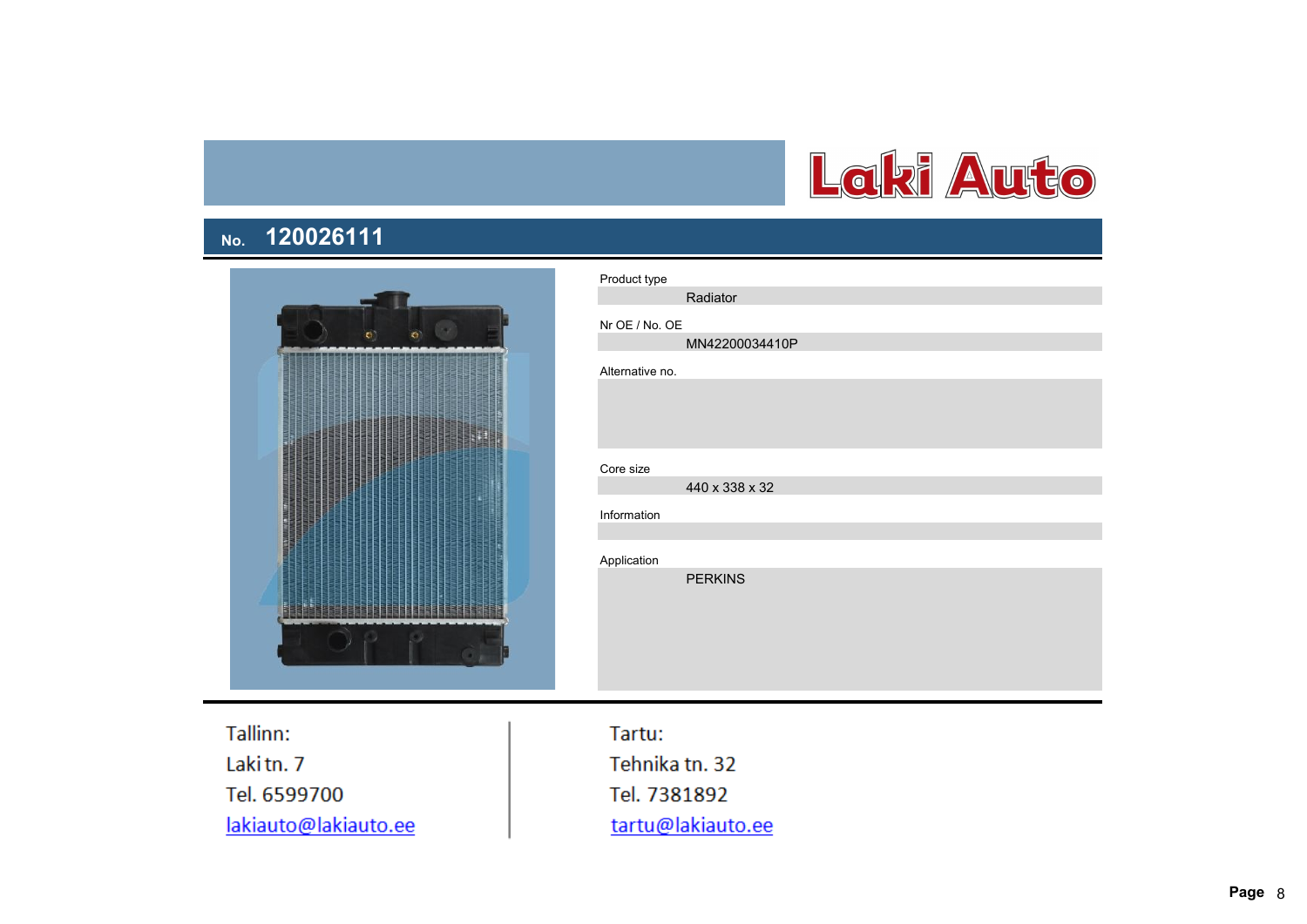Laki Auto

## No. 120026111

Product type

Radiator

Nr OE / No. OE

MN42200034410P

Alternative no.

Core size

440 x 338 x 32

Information

Application

PERKINS

Tallinn:
Laki tn. 7
Tel. 6599700
lakiauto@lakiauto.ee

Tartu:
Tehnika tn. 32
Tel. 7381892
tartu@lakiauto.ee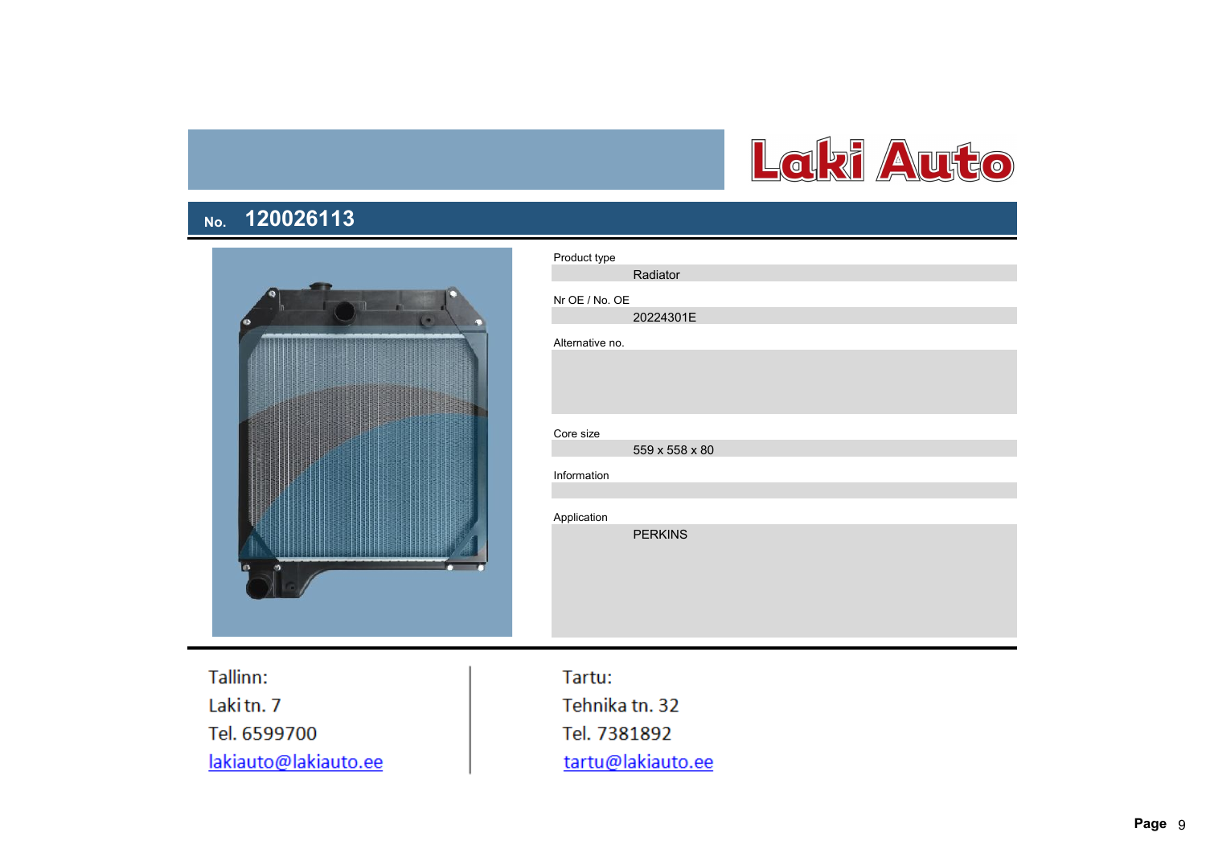Laki Auto

## No. 120026113

Product type

Radiator

Nr OE / No. OE

20224301E

Alternative no.

Core size

559 x 558 x 80

Information

Application

PERKINS

Tallinn:
Laki tn. 7
Tel. 6599700
lakiauto@lakiauto.ee

Tartu:
Tehnika tn. 32
Tel. 7381892
tartu@lakiauto.ee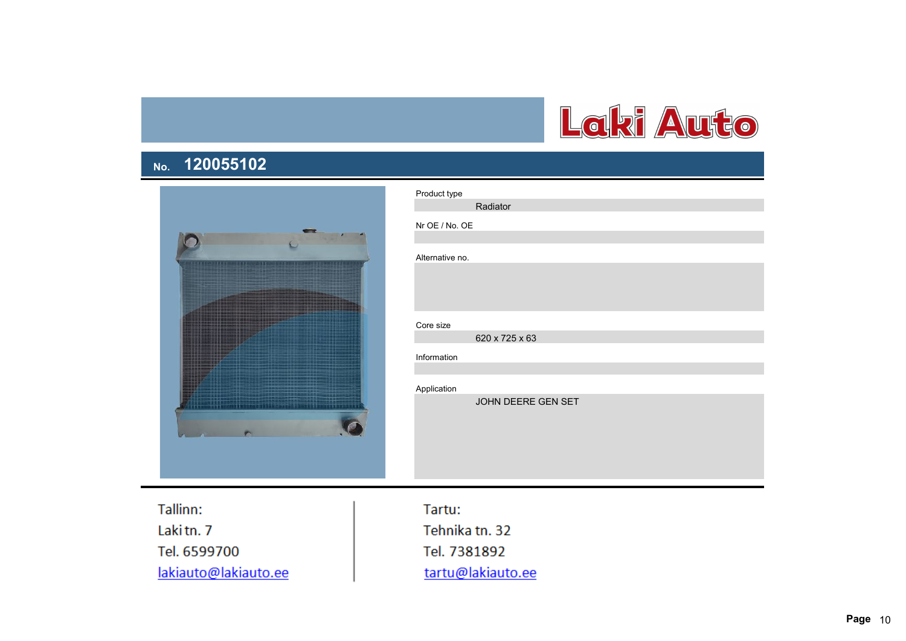# Laki Auto

## No. 120055102

Product type

Radiator

Nr OE / No. OE

Alternative no.

Core size

620 x 725 x 63

Information

Application

JOHN DEERE GEN SET

Tallinn:
Laki tn. 7
Tel. 6599700
lakiauto@lakiauto.ee

Tartu:
Tehnika tn. 32
Tel. 7381892
tartu@lakiauto.ee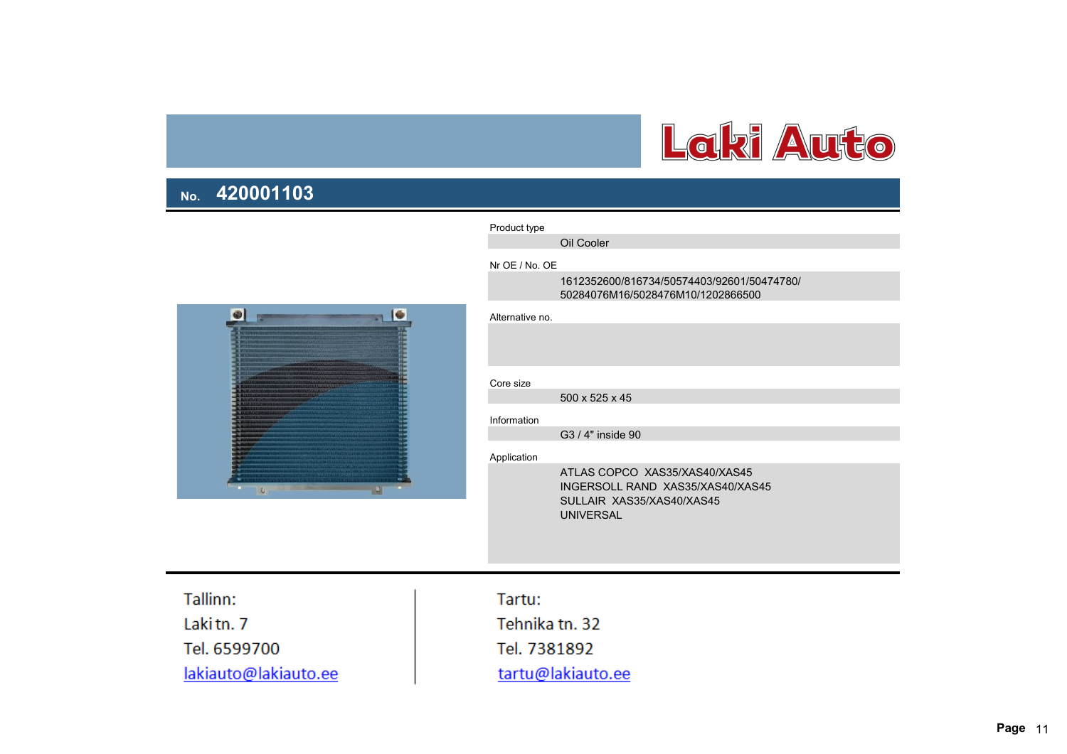Laki Auto

## No. 420001103

Product type

Oil Cooler

Nr OE / No. OE

1612352600/816734/50574403/92601/50474780/
50284076M16/5028476M10/1202866500

Alternative no.

Core size

500 x 525 x 45

Information

G3 / 4" inside 90

Application

ATLAS COPCO XAS35/XAS40/XAS45
INGERSOLL RAND XAS35/XAS40/XAS45
SULLAIR XAS35/XAS40/XAS45
UNIVERSAL

Tallinn:
Laki tn. 7
Tel. 6599700
lakiauto@lakiauto.ee

Tartu:
Tehnika tn. 32
Tel. 7381892
tartu@lakiauto.ee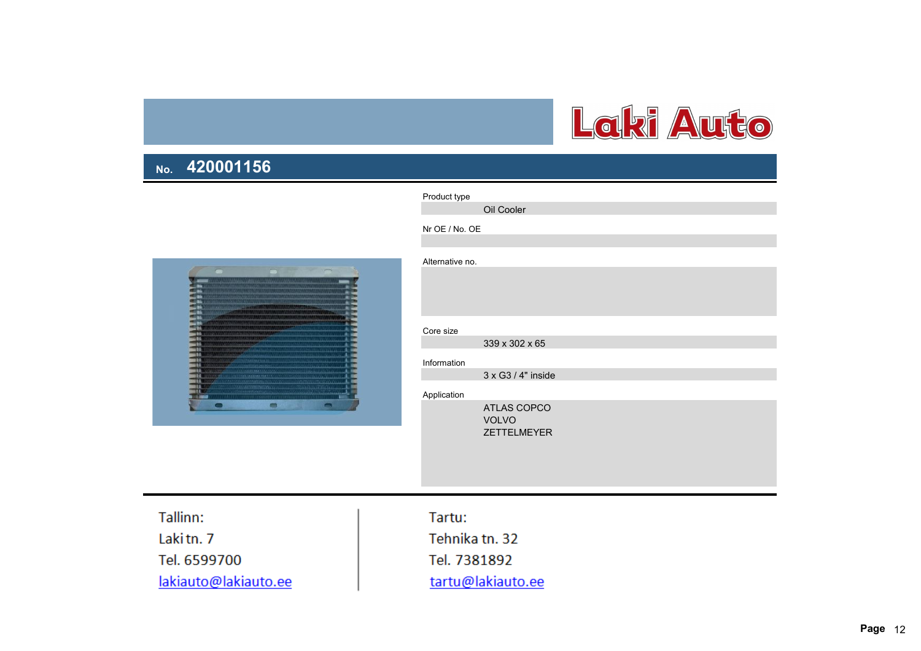Laki Auto

## No. 420001156

Product type
Oil Cooler

Nr OE / No. OE

Alternative no.

Core size
339 x 302 x 65

Information
3 x G3 / 4" inside

Application
ATLAS COPCO
VOLVO
ZETTELMEYER

Tallinn:
Laki tn. 7
Tel. 6599700
lakiauto@lakiauto.ee

Tartu:
Tehnika tn. 32
Tel. 7381892
tartu@lakiauto.ee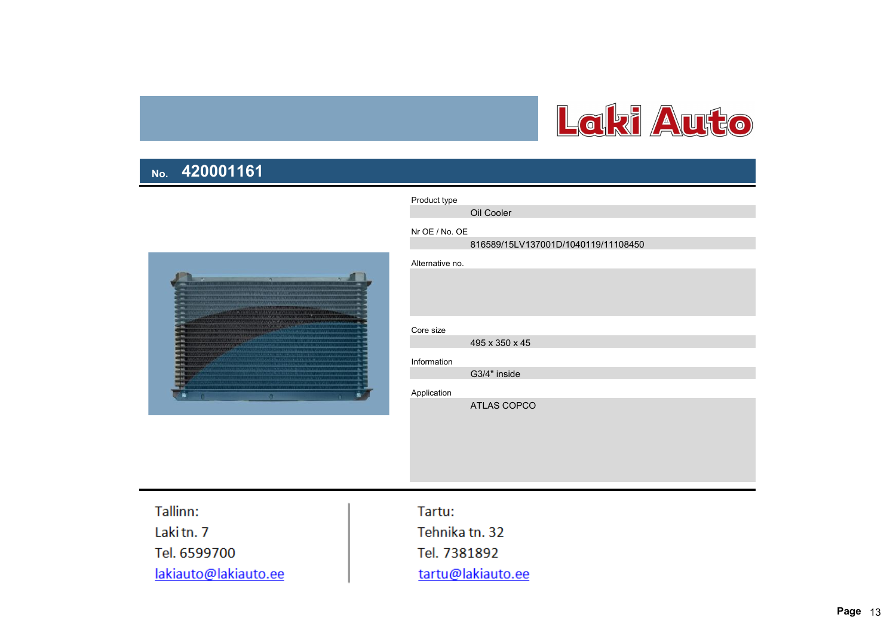Laki Auto

## No. 420001161

**Product type**

Oil Cooler

**Nr OE / No. OE**

816589/15LV137001D/1040119/11108450

**Alternative no.**

**Core size**

495 x 350 x 45

**Information**

G3/4" inside

**Application**

ATLAS COPCO

---

Tallinn:
Laki tn. 7
Tel. 6599700
lakiauto@lakiauto.ee

Tartu:
Tehnika tn. 32
Tel. 7381892
tartu@lakiauto.ee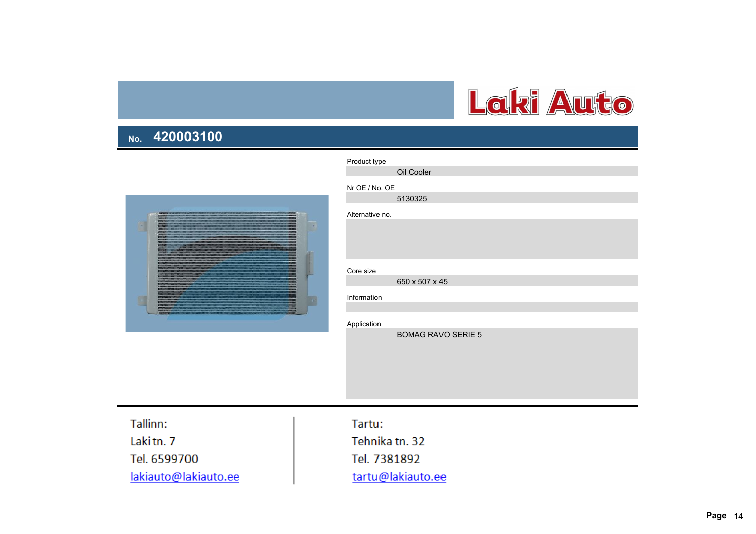Laki Auto

**No.** **420003100**

Product type

Oil Cooler

Nr OE / No. OE

5130325

Alternative no.

Core size

650 x 507 x 45

Information

Application

BOMAG RAVO SERIE 5

Tallinn:
Laki tn. 7
Tel. 6599700
lakiauto@lakiauto.ee

Tartu:
Tehnika tn. 32
Tel. 7381892
tartu@lakiauto.ee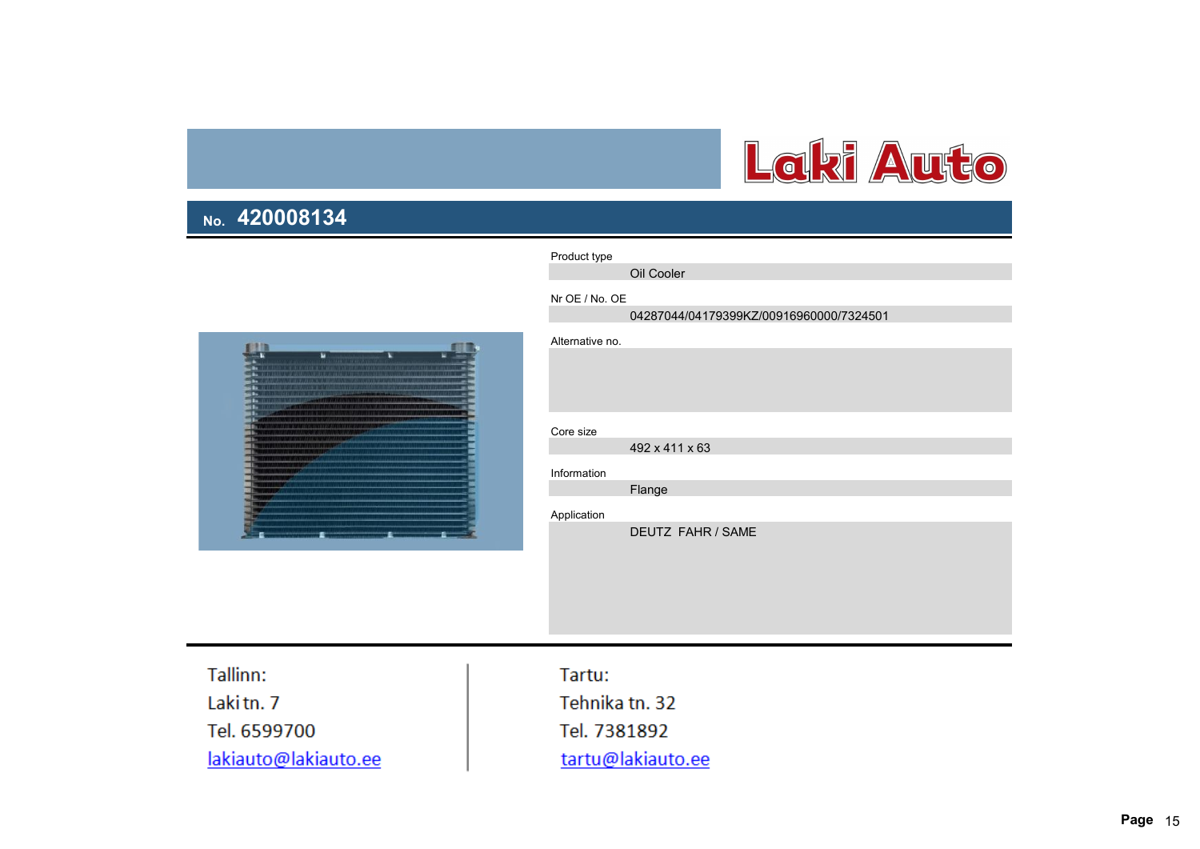Laki Auto

## No. 420008134

Product type

Oil Cooler

Nr OE / No. OE

04287044/04179399KZ/00916960000/7324501

Alternative no.

Core size

492 x 411 x 63

Information

Flange

Application

DEUTZ FAHR / SAME

Tallinn:
Laki tn. 7
Tel. 6599700
lakiauto@lakiauto.ee

Tartu:
Tehnika tn. 32
Tel. 7381892
tartu@lakiauto.ee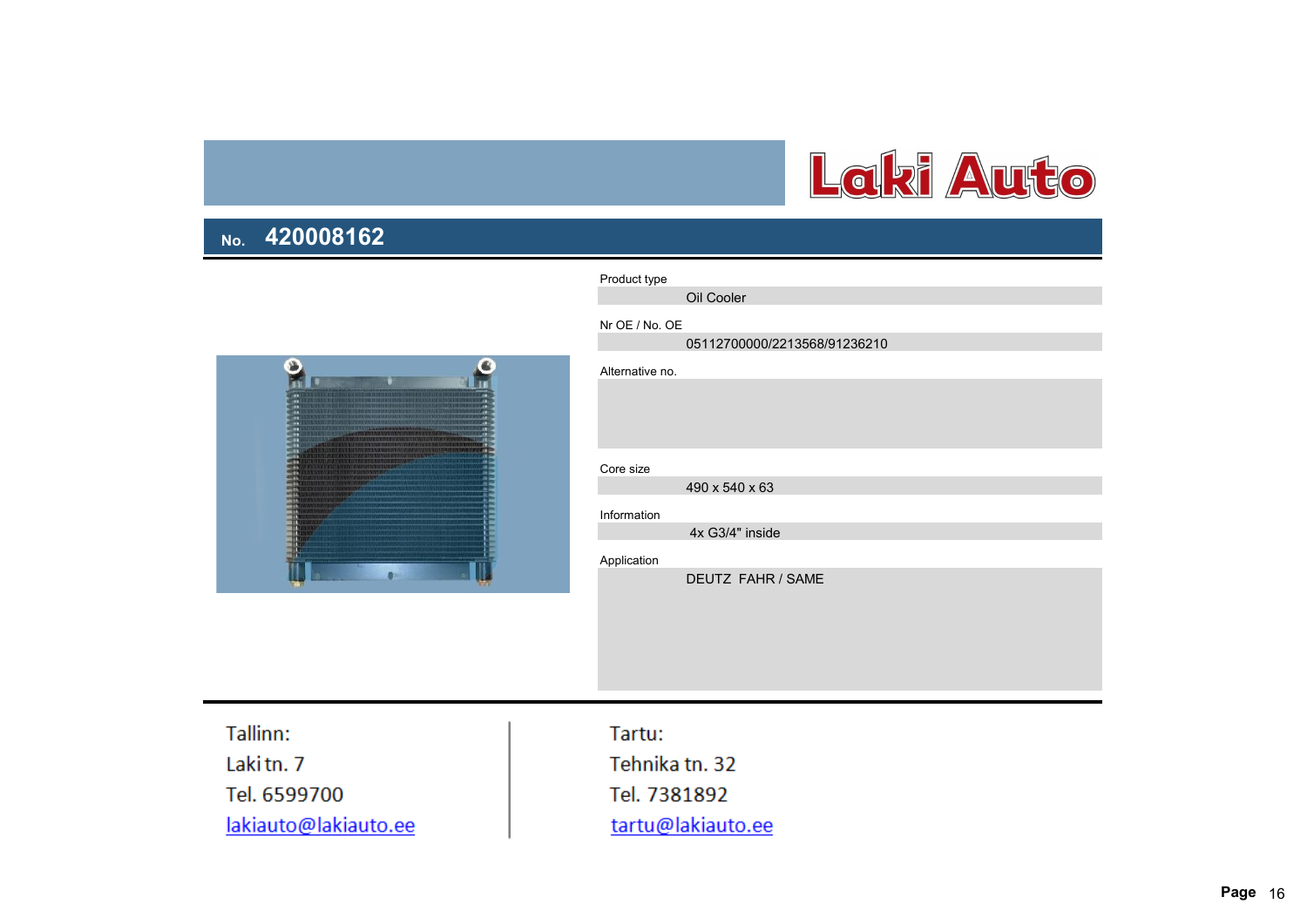Laki Auto

## No. 420008162

Product type

Oil Cooler

Nr OE / No. OE

05112700000/2213568/91236210

Alternative no.

Core size

490 x 540 x 63

Information

4x G3/4" inside

Application

DEUTZ FAHR / SAME

Tallinn:
Laki tn. 7
Tel. 6599700
lakiauto@lakiauto.ee

Tartu:
Tehnika tn. 32
Tel. 7381892
tartu@lakiauto.ee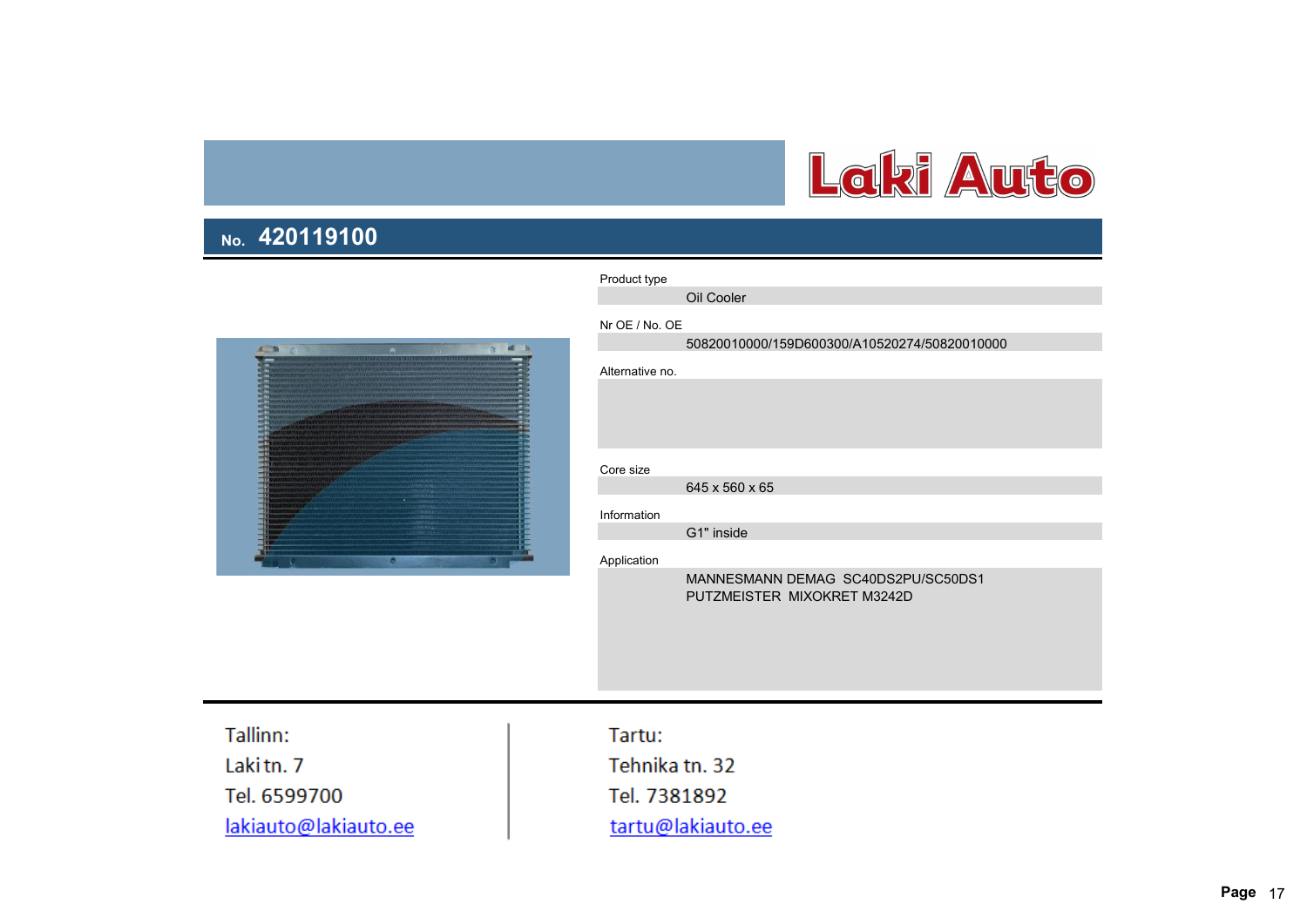Laki Auto

## No. 420119100

**Product type**

Oil Cooler

**Nr OE / No. OE**

50820010000/159D600300/A10520274/50820010000

**Alternative no.**

**Core size**

645 x 560 x 65

**Information**

G1" inside

**Application**

MANNESMANN DEMAG SC40DS2PU/SC50DS1
PUTZMEISTER MIXOKRET M3242D

---

Tallinn:
Laki tn. 7
Tel. 6599700
lakiauto@lakiauto.ee

Tartu:
Tehnika tn. 32
Tel. 7381892
tartu@lakiauto.ee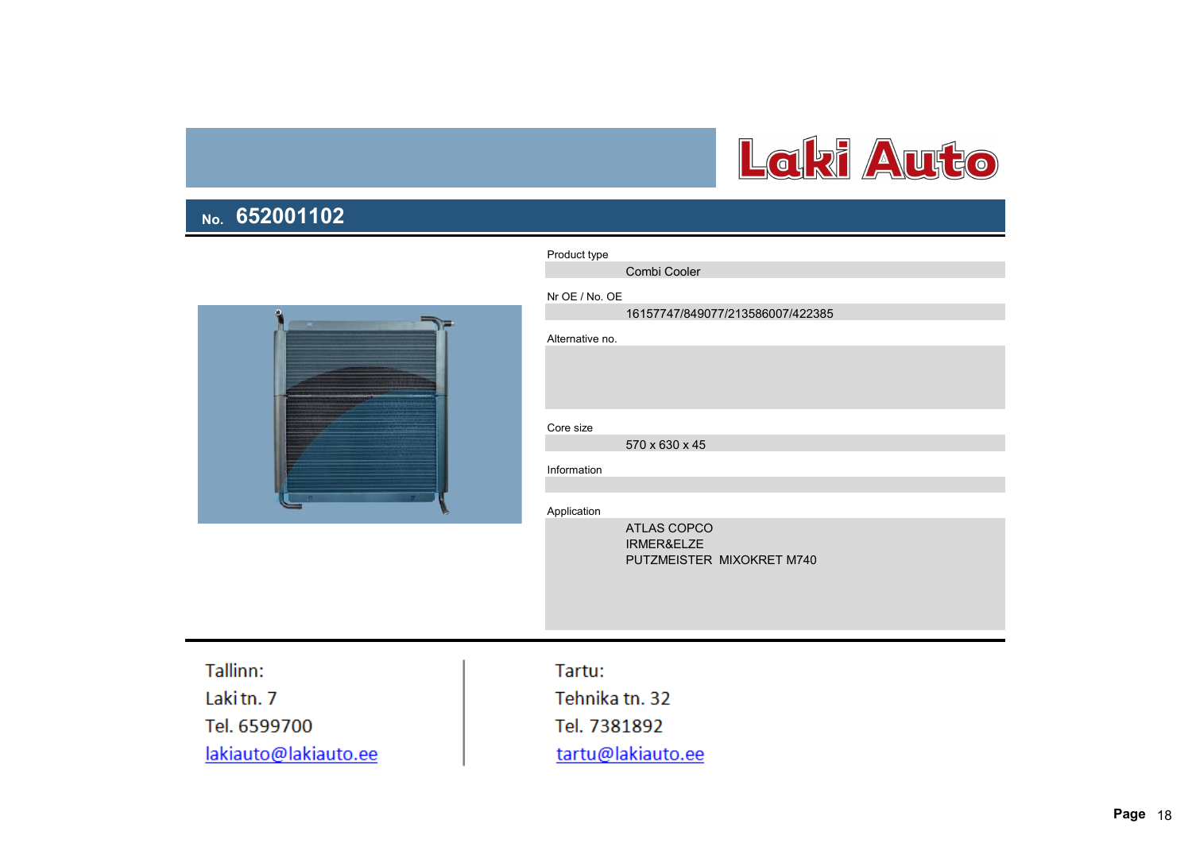Laki Auto

## No. 652001102

Product type

Combi Cooler

Nr OE / No. OE

16157747/849077/213586007/422385

Alternative no.

Core size

570 x 630 x 45

Information

Application

ATLAS COPCO
IRMER&ELZE
PUTZMEISTER MIXOKRET M740

Tallinn:
Laki tn. 7
Tel. 6599700
lakiauto@lakiauto.ee

Tartu:
Tehnika tn. 32
Tel. 7381892
tartu@lakiauto.ee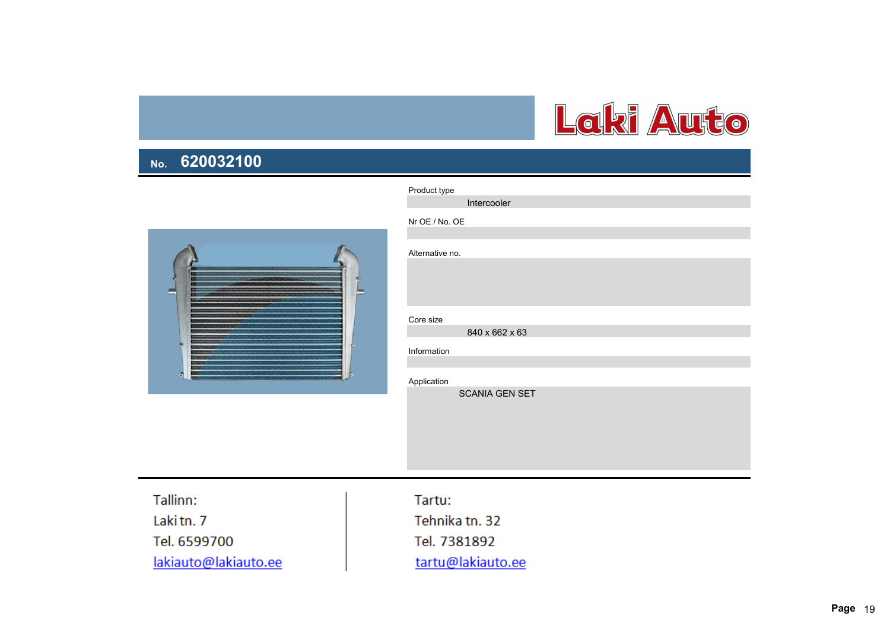Laki Auto

**No. 620032100**

Product type

Intercooler

Nr OE / No. OE

Alternative no.

Core size

840 x 662 x 63

Information

Application

SCANIA GEN SET

Tallinn:
Laki tn. 7
Tel. 6599700
lakiauto@lakiauto.ee

Tartu:
Tehnika tn. 32
Tel. 7381892
tartu@lakiauto.ee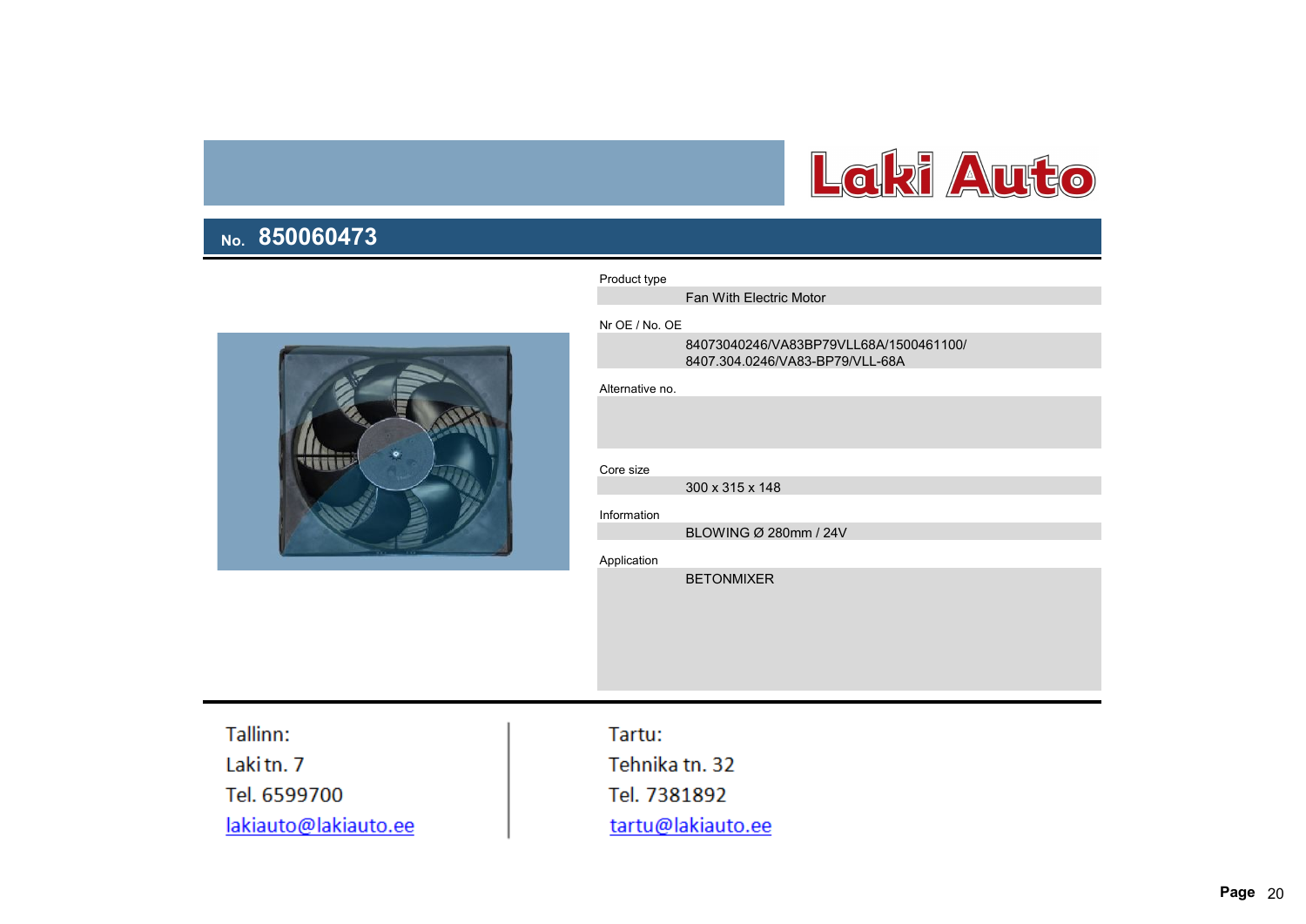Laki Auto

## No. 850060473

Product type

Fan With Electric Motor

Nr OE / No. OE

84073040246/VA83BP79VLL68A/1500461100/
8407.304.0246/VA83-BP79/VLL-68A

Alternative no.

Core size

300 x 315 x 148

Information

BLOWING Ø 280mm / 24V

Application

BETONMIXER

Tallinn:
Laki tn. 7
Tel. 6599700
lakiauto@lakiauto.ee

Tartu:
Tehnika tn. 32
Tel. 7381892
tartu@lakiauto.ee